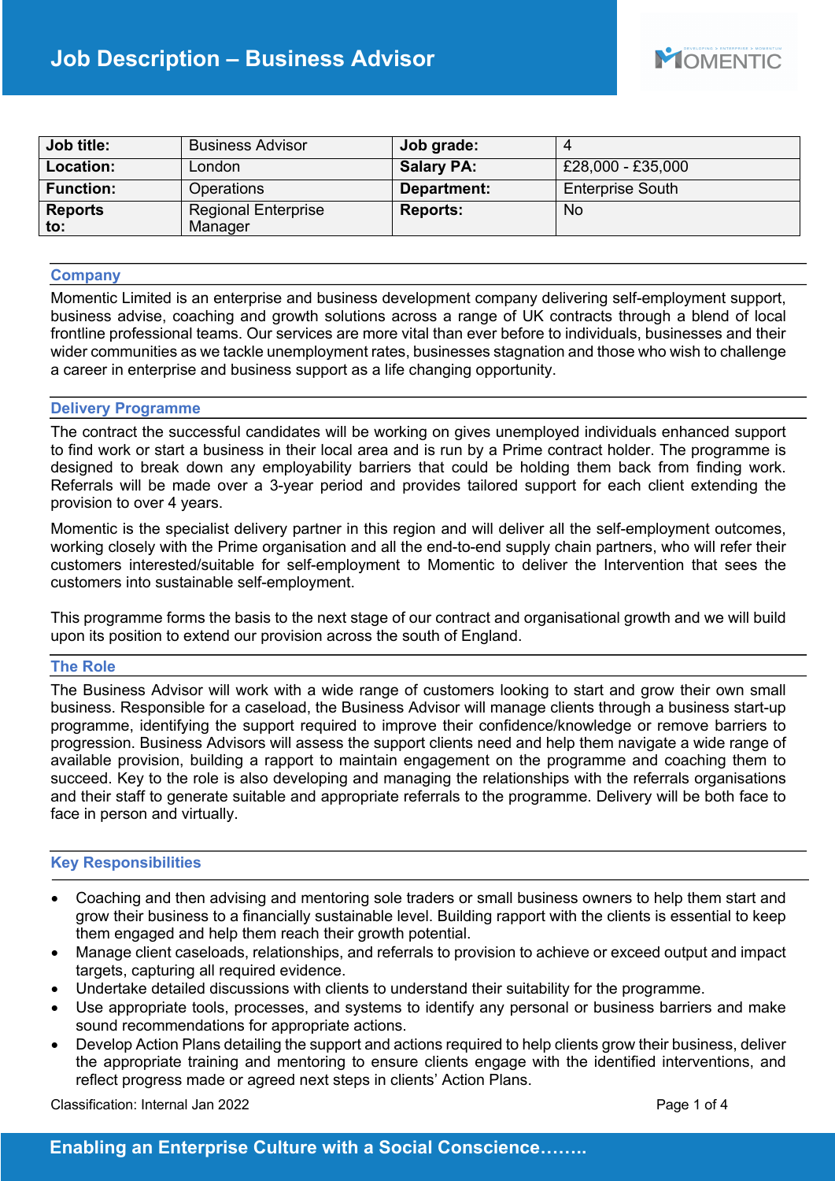# Job Description – Business Advisor

| Job title: | Business Advisor | Job grade: | 4 |
|---|---|---|---|
| Location: | London | Salary PA: | £28,000 - £35,000 |
| Function: | Operations | Department: | Enterprise South |
| Reports to: | Regional Enterprise Manager | Reports: | No |

## Company

Momentic Limited is an enterprise and business development company delivering self-employment support, business advise, coaching and growth solutions across a range of UK contracts through a blend of local frontline professional teams. Our services are more vital than ever before to individuals, businesses and their wider communities as we tackle unemployment rates, businesses stagnation and those who wish to challenge a career in enterprise and business support as a life changing opportunity.

## Delivery Programme

The contract the successful candidates will be working on gives unemployed individuals enhanced support to find work or start a business in their local area and is run by a Prime contract holder. The programme is designed to break down any employability barriers that could be holding them back from finding work. Referrals will be made over a 3-year period and provides tailored support for each client extending the provision to over 4 years.

Momentic is the specialist delivery partner in this region and will deliver all the self-employment outcomes, working closely with the Prime organisation and all the end-to-end supply chain partners, who will refer their customers interested/suitable for self-employment to Momentic to deliver the Intervention that sees the customers into sustainable self-employment.

This programme forms the basis to the next stage of our contract and organisational growth and we will build upon its position to extend our provision across the south of England.

## The Role

The Business Advisor will work with a wide range of customers looking to start and grow their own small business. Responsible for a caseload, the Business Advisor will manage clients through a business start-up programme, identifying the support required to improve their confidence/knowledge or remove barriers to progression. Business Advisors will assess the support clients need and help them navigate a wide range of available provision, building a rapport to maintain engagement on the programme and coaching them to succeed. Key to the role is also developing and managing the relationships with the referrals organisations and their staff to generate suitable and appropriate referrals to the programme. Delivery will be both face to face in person and virtually.

## Key Responsibilities

- Coaching and then advising and mentoring sole traders or small business owners to help them start and grow their business to a financially sustainable level. Building rapport with the clients is essential to keep them engaged and help them reach their growth potential.
- Manage client caseloads, relationships, and referrals to provision to achieve or exceed output and impact targets, capturing all required evidence.
- Undertake detailed discussions with clients to understand their suitability for the programme.
- Use appropriate tools, processes, and systems to identify any personal or business barriers and make sound recommendations for appropriate actions.
- Develop Action Plans detailing the support and actions required to help clients grow their business, deliver the appropriate training and mentoring to ensure clients engage with the identified interventions, and reflect progress made or agreed next steps in clients' Action Plans.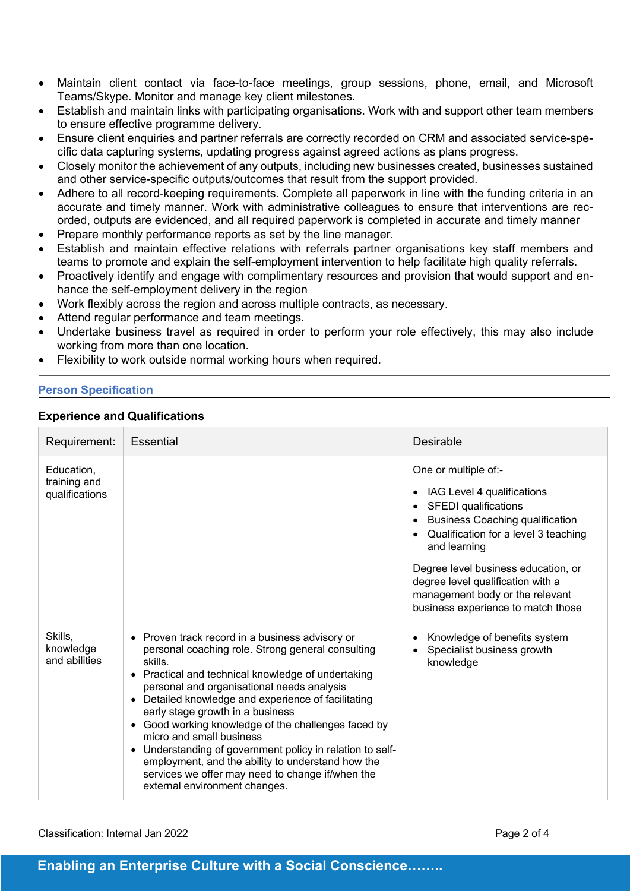- Maintain client contact via face-to-face meetings, group sessions, phone, email, and Microsoft Teams/Skype. Monitor and manage key client milestones.
- Establish and maintain links with participating organisations. Work with and support other team members to ensure effective programme delivery.
- Ensure client enquiries and partner referrals are correctly recorded on CRM and associated service-specific data capturing systems, updating progress against agreed actions as plans progress.
- Closely monitor the achievement of any outputs, including new businesses created, businesses sustained and other service-specific outputs/outcomes that result from the support provided.
- Adhere to all record-keeping requirements. Complete all paperwork in line with the funding criteria in an accurate and timely manner. Work with administrative colleagues to ensure that interventions are recorded, outputs are evidenced, and all required paperwork is completed in accurate and timely manner
- Prepare monthly performance reports as set by the line manager.
- Establish and maintain effective relations with referrals partner organisations key staff members and teams to promote and explain the self-employment intervention to help facilitate high quality referrals.
- Proactively identify and engage with complimentary resources and provision that would support and enhance the self-employment delivery in the region
- Work flexibly across the region and across multiple contracts, as necessary.
- Attend regular performance and team meetings.
- Undertake business travel as required in order to perform your role effectively, this may also include working from more than one location.
- Flexibility to work outside normal working hours when required.

## Person Specification

### Experience and Qualifications

| Requirement: | Essential | Desirable |
|---|---|---|
| Education, training and qualifications | | One or multiple of:-<br>• IAG Level 4 qualifications<br>• SFEDI qualifications<br>• Business Coaching qualification<br>• Qualification for a level 3 teaching and learning<br><br>Degree level business education, or degree level qualification with a management body or the relevant business experience to match those |
| Skills, knowledge and abilities | • Proven track record in a business advisory or personal coaching role. Strong general consulting skills.<br>• Practical and technical knowledge of undertaking personal and organisational needs analysis<br>• Detailed knowledge and experience of facilitating early stage growth in a business<br>• Good working knowledge of the challenges faced by micro and small business<br>• Understanding of government policy in relation to self-employment, and the ability to understand how the services we offer may need to change if/when the external environment changes. | • Knowledge of benefits system<br>• Specialist business growth knowledge |

Classification: Internal Jan 2022

**Enabling an Enterprise Culture with a Social Conscience……..**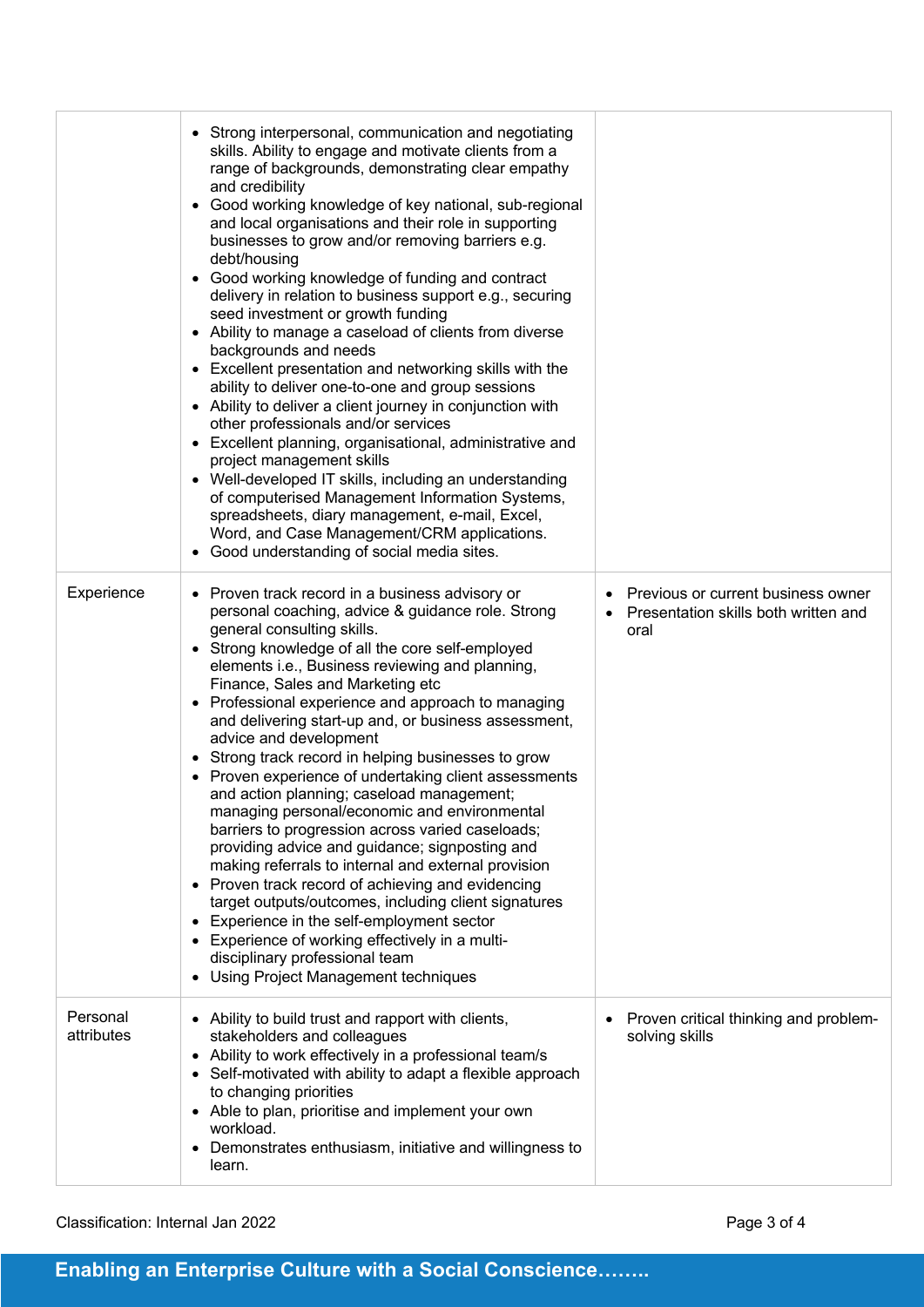| | | |
|---|---|---|
| | • Strong interpersonal, communication and negotiating skills. Ability to engage and motivate clients from a range of backgrounds, demonstrating clear empathy and credibility<br>• Good working knowledge of key national, sub-regional and local organisations and their role in supporting businesses to grow and/or removing barriers e.g. debt/housing<br>• Good working knowledge of funding and contract delivery in relation to business support e.g., securing seed investment or growth funding<br>• Ability to manage a caseload of clients from diverse backgrounds and needs<br>• Excellent presentation and networking skills with the ability to deliver one-to-one and group sessions<br>• Ability to deliver a client journey in conjunction with other professionals and/or services<br>• Excellent planning, organisational, administrative and project management skills<br>• Well-developed IT skills, including an understanding of computerised Management Information Systems, spreadsheets, diary management, e-mail, Excel, Word, and Case Management/CRM applications.<br>• Good understanding of social media sites. | |
| Experience | • Proven track record in a business advisory or personal coaching, advice & guidance role. Strong general consulting skills.<br>• Strong knowledge of all the core self-employed elements i.e., Business reviewing and planning, Finance, Sales and Marketing etc<br>• Professional experience and approach to managing and delivering start-up and, or business assessment, advice and development<br>• Strong track record in helping businesses to grow<br>• Proven experience of undertaking client assessments and action planning; caseload management; managing personal/economic and environmental barriers to progression across varied caseloads; providing advice and guidance; signposting and making referrals to internal and external provision<br>• Proven track record of achieving and evidencing target outputs/outcomes, including client signatures<br>• Experience in the self-employment sector<br>• Experience of working effectively in a multi-disciplinary professional team<br>• Using Project Management techniques | • Previous or current business owner<br>• Presentation skills both written and oral |
| Personal attributes | • Ability to build trust and rapport with clients, stakeholders and colleagues<br>• Ability to work effectively in a professional team/s<br>• Self-motivated with ability to adapt a flexible approach to changing priorities<br>• Able to plan, prioritise and implement your own workload.<br>• Demonstrates enthusiasm, initiative and willingness to learn. | • Proven critical thinking and problem-solving skills |

Classification: Internal Jan 2022

**Enabling an Enterprise Culture with a Social Conscience……..**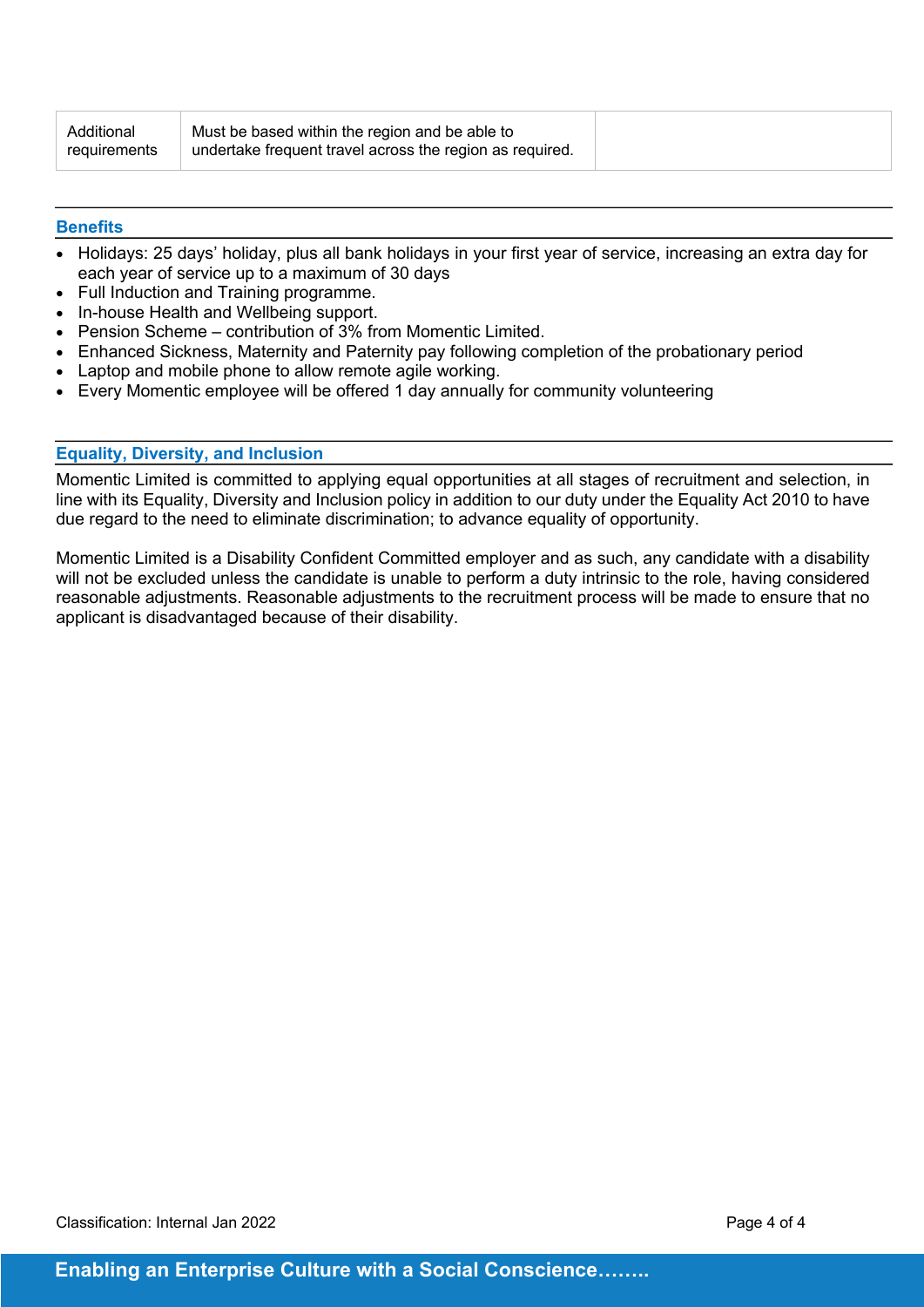| | | |
|---|---|---|
| Additional requirements | Must be based within the region and be able to undertake frequent travel across the region as required. | |

## Benefits

- Holidays: 25 days' holiday, plus all bank holidays in your first year of service, increasing an extra day for each year of service up to a maximum of 30 days
- Full Induction and Training programme.
- In-house Health and Wellbeing support.
- Pension Scheme – contribution of 3% from Momentic Limited.
- Enhanced Sickness, Maternity and Paternity pay following completion of the probationary period
- Laptop and mobile phone to allow remote agile working.
- Every Momentic employee will be offered 1 day annually for community volunteering

## Equality, Diversity, and Inclusion

Momentic Limited is committed to applying equal opportunities at all stages of recruitment and selection, in line with its Equality, Diversity and Inclusion policy in addition to our duty under the Equality Act 2010 to have due regard to the need to eliminate discrimination; to advance equality of opportunity.

Momentic Limited is a Disability Confident Committed employer and as such, any candidate with a disability will not be excluded unless the candidate is unable to perform a duty intrinsic to the role, having considered reasonable adjustments. Reasonable adjustments to the recruitment process will be made to ensure that no applicant is disadvantaged because of their disability.